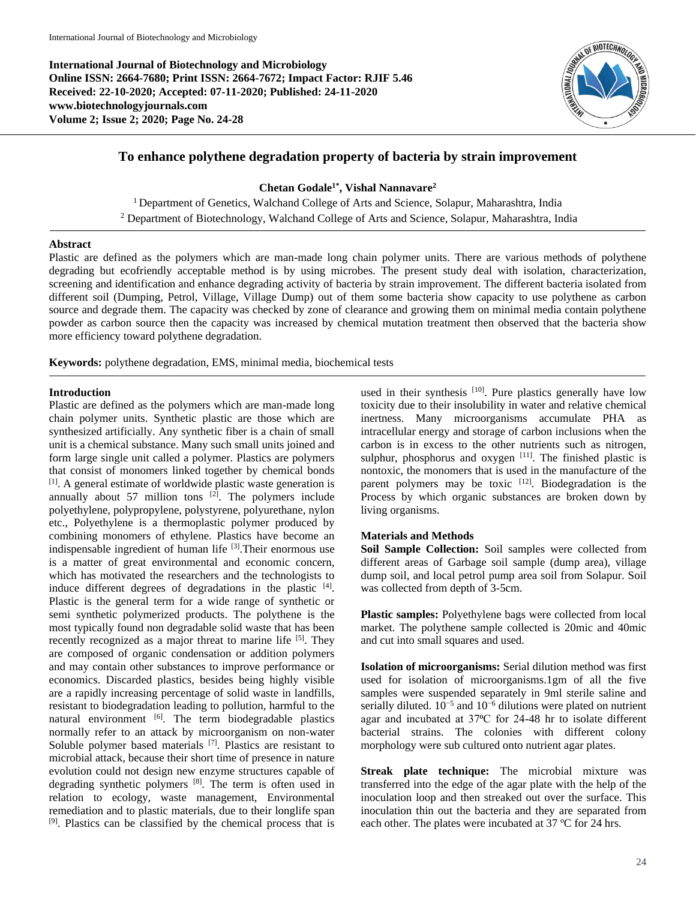**International Journal of Biotechnology and Microbiology**
**Online ISSN: 2664-7680; Print ISSN: 2664-7672; Impact Factor: RJIF 5.46**
**Received: 22-10-2020; Accepted: 07-11-2020; Published: 24-11-2020**
**www.biotechnologyjournals.com**
**Volume 2; Issue 2; 2020; Page No. 24-28**

# To enhance polythene degradation property of bacteria by strain improvement

**Chetan Godale[1*], Vishal Nannavare[2]**

[1] Department of Genetics, Walchand College of Arts and Science, Solapur, Maharashtra, India
[2] Department of Biotechnology, Walchand College of Arts and Science, Solapur, Maharashtra, India

## Abstract

Plastic are defined as the polymers which are man-made long chain polymer units. There are various methods of polythene degrading but ecofriendly acceptable method is by using microbes. The present study deal with isolation, characterization, screening and identification and enhance degrading activity of bacteria by strain improvement. The different bacteria isolated from different soil (Dumping, Petrol, Village, Village Dump) out of them some bacteria show capacity to use polythene as carbon source and degrade them. The capacity was checked by zone of clearance and growing them on minimal media contain polythene powder as carbon source then the capacity was increased by chemical mutation treatment then observed that the bacteria show more efficiency toward polythene degradation.

**Keywords:** polythene degradation, EMS, minimal media, biochemical tests

## Introduction

Plastic are defined as the polymers which are man-made long chain polymer units. Synthetic plastic are those which are synthesized artificially. Any synthetic fiber is a chain of small unit is a chemical substance. Many such small units joined and form large single unit called a polymer. Plastics are polymers that consist of monomers linked together by chemical bonds [1]. A general estimate of worldwide plastic waste generation is annually about 57 million tons [2]. The polymers include polyethylene, polypropylene, polystyrene, polyurethane, nylon etc., Polyethylene is a thermoplastic polymer produced by combining monomers of ethylene. Plastics have become an indispensable ingredient of human life [3].Their enormous use is a matter of great environmental and economic concern, which has motivated the researchers and the technologists to induce different degrees of degradations in the plastic [4]. Plastic is the general term for a wide range of synthetic or semi synthetic polymerized products. The polythene is the most typically found non degradable solid waste that has been recently recognized as a major threat to marine life [5]. They are composed of organic condensation or addition polymers and may contain other substances to improve performance or economics. Discarded plastics, besides being highly visible are a rapidly increasing percentage of solid waste in landfills, resistant to biodegradation leading to pollution, harmful to the natural environment [6]. The term biodegradable plastics normally refer to an attack by microorganism on non-water Soluble polymer based materials [7]. Plastics are resistant to microbial attack, because their short time of presence in nature evolution could not design new enzyme structures capable of degrading synthetic polymers [8]. The term is often used in relation to ecology, waste management, Environmental remediation and to plastic materials, due to their longlife span [9]. Plastics can be classified by the chemical process that is used in their synthesis [10]. Pure plastics generally have low toxicity due to their insolubility in water and relative chemical inertness. Many microorganisms accumulate PHA as intracellular energy and storage of carbon inclusions when the carbon is in excess to the other nutrients such as nitrogen, sulphur, phosphorus and oxygen [11]. The finished plastic is nontoxic, the monomers that is used in the manufacture of the parent polymers may be toxic [12]. Biodegradation is the Process by which organic substances are broken down by living organisms.

## Materials and Methods

**Soil Sample Collection:** Soil samples were collected from different areas of Garbage soil sample (dump area), village dump soil, and local petrol pump area soil from Solapur. Soil was collected from depth of 3-5cm.

**Plastic samples:** Polyethylene bags were collected from local market. The polythene sample collected is 20mic and 40mic and cut into small squares and used.

**Isolation of microorganisms:** Serial dilution method was first used for isolation of microorganisms.1gm of all the five samples were suspended separately in 9ml sterile saline and serially diluted. $10^{-5}$ and $10^{-6}$ dilutions were plated on nutrient agar and incubated at 37ºC for 24-48 hr to isolate different bacterial strains. The colonies with different colony morphology were sub cultured onto nutrient agar plates.

**Streak plate technique:** The microbial mixture was transferred into the edge of the agar plate with the help of the inoculation loop and then streaked out over the surface. This inoculation thin out the bacteria and they are separated from each other. The plates were incubated at 37 ºC for 24 hrs.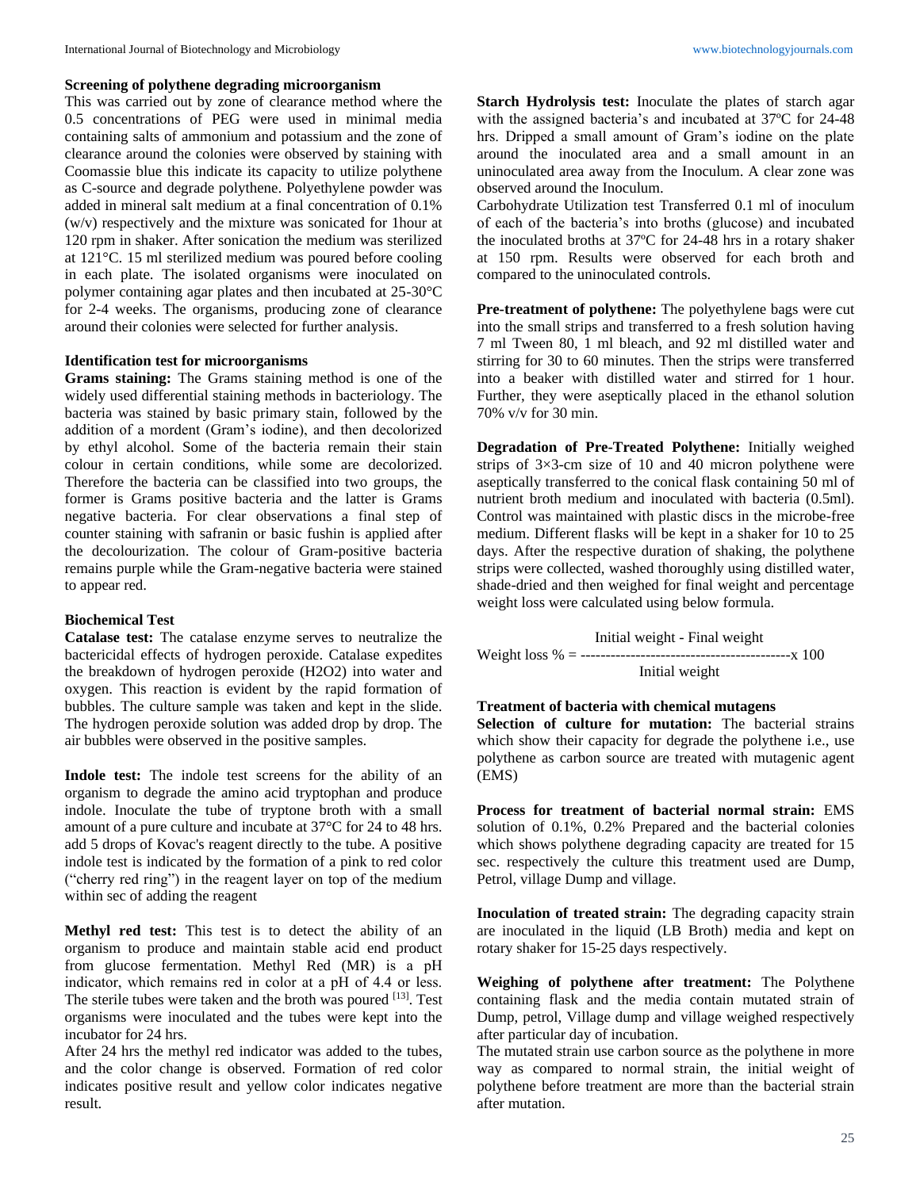**Screening of polythene degrading microorganism**

This was carried out by zone of clearance method where the 0.5 concentrations of PEG were used in minimal media containing salts of ammonium and potassium and the zone of clearance around the colonies were observed by staining with Coomassie blue this indicate its capacity to utilize polythene as C-source and degrade polythene. Polyethylene powder was added in mineral salt medium at a final concentration of 0.1% (w/v) respectively and the mixture was sonicated for 1hour at 120 rpm in shaker. After sonication the medium was sterilized at 121°C. 15 ml sterilized medium was poured before cooling in each plate. The isolated organisms were inoculated on polymer containing agar plates and then incubated at 25-30°C for 2-4 weeks. The organisms, producing zone of clearance around their colonies were selected for further analysis.

**Identification test for microorganisms**

**Grams staining:** The Grams staining method is one of the widely used differential staining methods in bacteriology. The bacteria was stained by basic primary stain, followed by the addition of a mordent (Gram's iodine), and then decolorized by ethyl alcohol. Some of the bacteria remain their stain colour in certain conditions, while some are decolorized. Therefore the bacteria can be classified into two groups, the former is Grams positive bacteria and the latter is Grams negative bacteria. For clear observations a final step of counter staining with safranin or basic fushin is applied after the decolourization. The colour of Gram-positive bacteria remains purple while the Gram-negative bacteria were stained to appear red.

**Biochemical Test**

**Catalase test:** The catalase enzyme serves to neutralize the bactericidal effects of hydrogen peroxide. Catalase expedites the breakdown of hydrogen peroxide ($H_2O_2$) into water and oxygen. This reaction is evident by the rapid formation of bubbles. The culture sample was taken and kept in the slide. The hydrogen peroxide solution was added drop by drop. The air bubbles were observed in the positive samples.

**Indole test:** The indole test screens for the ability of an organism to degrade the amino acid tryptophan and produce indole. Inoculate the tube of tryptone broth with a small amount of a pure culture and incubate at 37°C for 24 to 48 hrs. add 5 drops of Kovac's reagent directly to the tube. A positive indole test is indicated by the formation of a pink to red color ("cherry red ring") in the reagent layer on top of the medium within sec of adding the reagent

**Methyl red test:** This test is to detect the ability of an organism to produce and maintain stable acid end product from glucose fermentation. Methyl Red (MR) is a pH indicator, which remains red in color at a pH of 4.4 or less. The sterile tubes were taken and the broth was poured [13]. Test organisms were inoculated and the tubes were kept into the incubator for 24 hrs.

After 24 hrs the methyl red indicator was added to the tubes, and the color change is observed. Formation of red color indicates positive result and yellow color indicates negative result.

**Starch Hydrolysis test:** Inoculate the plates of starch agar with the assigned bacteria's and incubated at 37ºC for 24-48 hrs. Dripped a small amount of Gram's iodine on the plate around the inoculated area and a small amount in an uninoculated area away from the Inoculum. A clear zone was observed around the Inoculum.

Carbohydrate Utilization test Transferred 0.1 ml of inoculum of each of the bacteria's into broths (glucose) and incubated the inoculated broths at 37ºC for 24-48 hrs in a rotary shaker at 150 rpm. Results were observed for each broth and compared to the uninoculated controls.

**Pre-treatment of polythene:** The polyethylene bags were cut into the small strips and transferred to a fresh solution having 7 ml Tween 80, 1 ml bleach, and 92 ml distilled water and stirring for 30 to 60 minutes. Then the strips were transferred into a beaker with distilled water and stirred for 1 hour. Further, they were aseptically placed in the ethanol solution 70% v/v for 30 min.

**Degradation of Pre-Treated Polythene:** Initially weighed strips of 3×3-cm size of 10 and 40 micron polythene were aseptically transferred to the conical flask containing 50 ml of nutrient broth medium and inoculated with bacteria (0.5ml). Control was maintained with plastic discs in the microbe-free medium. Different flasks will be kept in a shaker for 10 to 25 days. After the respective duration of shaking, the polythene strips were collected, washed thoroughly using distilled water, shade-dried and then weighed for final weight and percentage weight loss were calculated using below formula.

$$\text{Weight loss \%} = \frac{\text{Initial weight} - \text{Final weight}}{\text{Initial weight}} \times 100$$

**Treatment of bacteria with chemical mutagens**

**Selection of culture for mutation:** The bacterial strains which show their capacity for degrade the polythene i.e., use polythene as carbon source are treated with mutagenic agent (EMS)

**Process for treatment of bacterial normal strain:** EMS solution of 0.1%, 0.2% Prepared and the bacterial colonies which shows polythene degrading capacity are treated for 15 sec. respectively the culture this treatment used are Dump, Petrol, village Dump and village.

**Inoculation of treated strain:** The degrading capacity strain are inoculated in the liquid (LB Broth) media and kept on rotary shaker for 15-25 days respectively.

**Weighing of polythene after treatment:** The Polythene containing flask and the media contain mutated strain of Dump, petrol, Village dump and village weighed respectively after particular day of incubation.

The mutated strain use carbon source as the polythene in more way as compared to normal strain, the initial weight of polythene before treatment are more than the bacterial strain after mutation.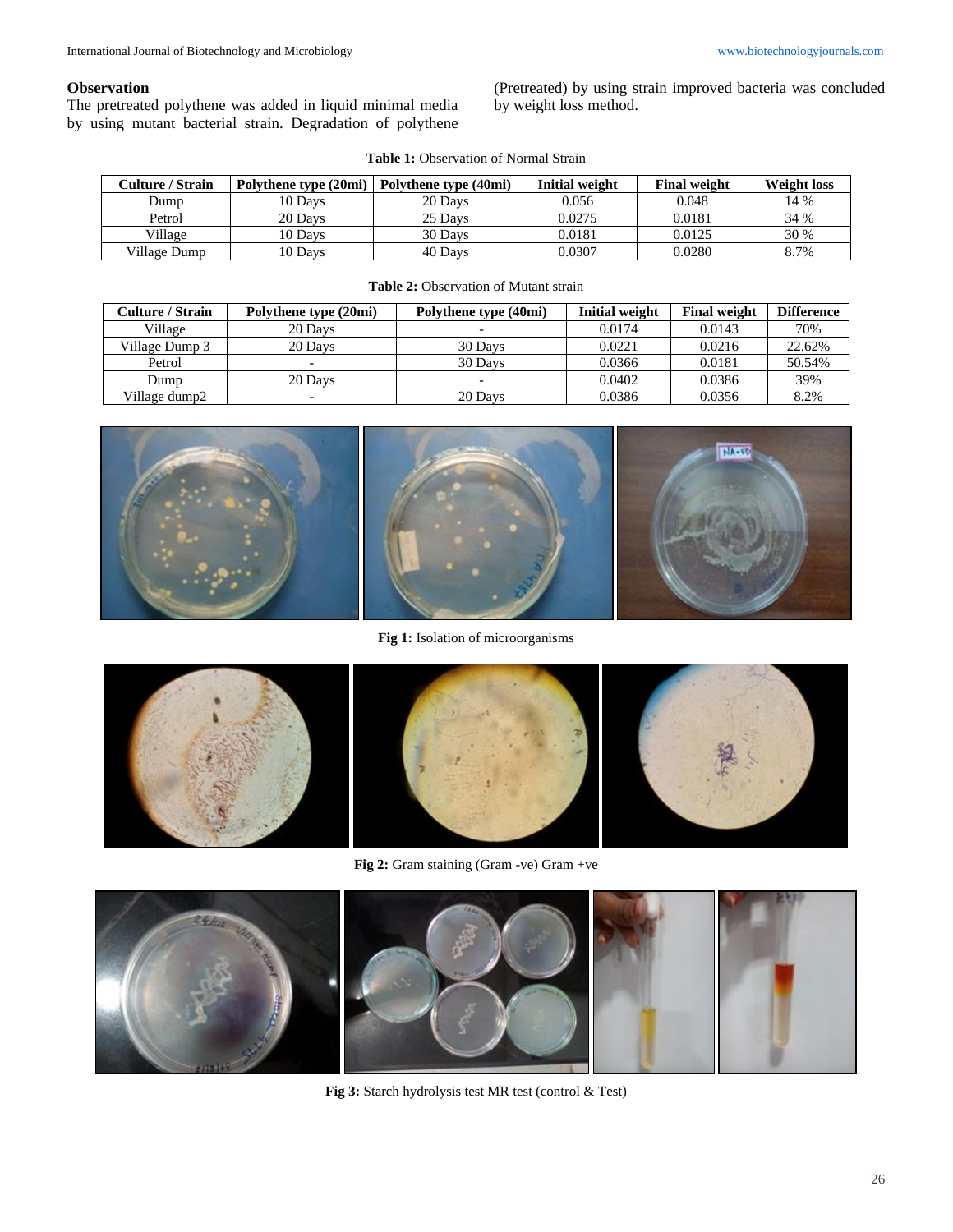### Observation

The pretreated polythene was added in liquid minimal media by using mutant bacterial strain. Degradation of polythene (Pretreated) by using strain improved bacteria was concluded by weight loss method.

**Table 1:** Observation of Normal Strain

| Culture / Strain | Polythene type (20mi) | Polythene type (40mi) | Initial weight | Final weight | Weight loss |
|---|---|---|---|---|---|
| Dump | 10 Days | 20 Days | 0.056 | 0.048 | 14 % |
| Petrol | 20 Days | 25 Days | 0.0275 | 0.0181 | 34 % |
| Village | 10 Days | 30 Days | 0.0181 | 0.0125 | 30 % |
| Village Dump | 10 Days | 40 Days | 0.0307 | 0.0280 | 8.7% |

**Table 2:** Observation of Mutant strain

| Culture / Strain | Polythene type (20mi) | Polythene type (40mi) | Initial weight | Final weight | Difference |
|---|---|---|---|---|---|
| Village | 20 Days | - | 0.0174 | 0.0143 | 70% |
| Village Dump 3 | 20 Days | 30 Days | 0.0221 | 0.0216 | 22.62% |
| Petrol | - | 30 Days | 0.0366 | 0.0181 | 50.54% |
| Dump | 20 Days | - | 0.0402 | 0.0386 | 39% |
| Village dump2 | - | 20 Days | 0.0386 | 0.0356 | 8.2% |

**Fig 1:** Isolation of microorganisms

**Fig 2:** Gram staining (Gram -ve) Gram +ve

**Fig 3:** Starch hydrolysis test MR test (control & Test)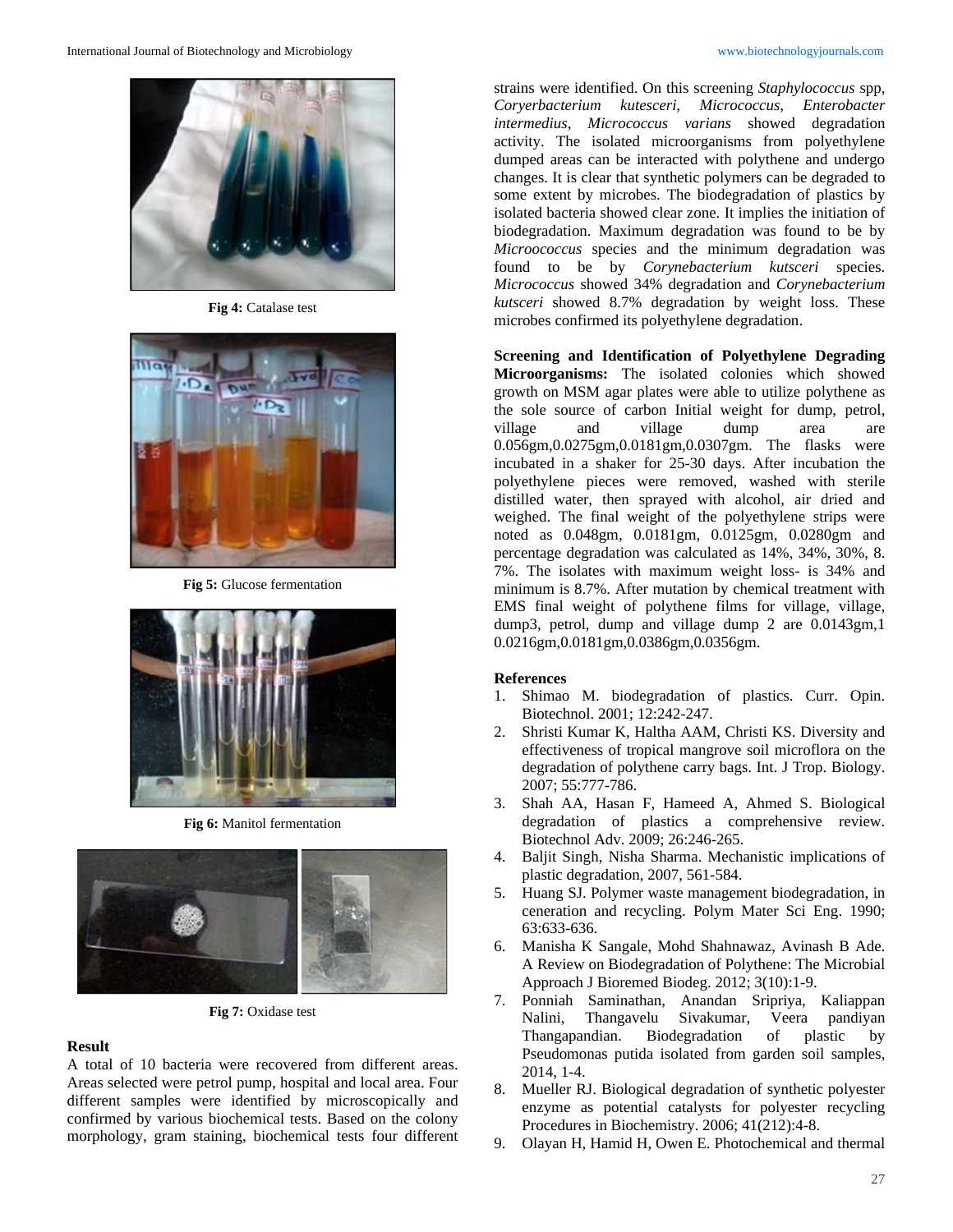**Fig 4:** Catalase test

**Fig 5:** Glucose fermentation

**Fig 6:** Manitol fermentation

**Fig 7:** Oxidase test

## Result

A total of 10 bacteria were recovered from different areas. Areas selected were petrol pump, hospital and local area. Four different samples were identified by microscopically and confirmed by various biochemical tests. Based on the colony morphology, gram staining, biochemical tests four different strains were identified. On this screening *Staphylococcus* spp, *Coryerbacterium kutesceri, Micrococcus, Enterobacter intermedius, Micrococcus varians* showed degradation activity. The isolated microorganisms from polyethylene dumped areas can be interacted with polythene and undergo changes. It is clear that synthetic polymers can be degraded to some extent by microbes. The biodegradation of plastics by isolated bacteria showed clear zone. It implies the initiation of biodegradation. Maximum degradation was found to be by *Microococcus* species and the minimum degradation was found to be by *Corynebacterium kutsceri* species. *Micrococcus* showed 34% degradation and *Corynebacterium kutsceri* showed 8.7% degradation by weight loss. These microbes confirmed its polyethylene degradation.

**Screening and Identification of Polyethylene Degrading Microorganisms:** The isolated colonies which showed growth on MSM agar plates were able to utilize polythene as the sole source of carbon Initial weight for dump, petrol, village and village dump area are 0.056gm,0.0275gm,0.0181gm,0.0307gm. The flasks were incubated in a shaker for 25-30 days. After incubation the polyethylene pieces were removed, washed with sterile distilled water, then sprayed with alcohol, air dried and weighed. The final weight of the polyethylene strips were noted as 0.048gm, 0.0181gm, 0.0125gm, 0.0280gm and percentage degradation was calculated as 14%, 34%, 30%, 8. 7%. The isolates with maximum weight loss- is 34% and minimum is 8.7%. After mutation by chemical treatment with EMS final weight of polythene films for village, village, dump3, petrol, dump and village dump 2 are 0.0143gm,1 0.0216gm,0.0181gm,0.0386gm,0.0356gm.

## References

1. Shimao M. biodegradation of plastics. Curr. Opin. Biotechnol. 2001; 12:242-247.
2. Shristi Kumar K, Haltha AAM, Christi KS. Diversity and effectiveness of tropical mangrove soil microflora on the degradation of polythene carry bags. Int. J Trop. Biology. 2007; 55:777-786.
3. Shah AA, Hasan F, Hameed A, Ahmed S. Biological degradation of plastics a comprehensive review. Biotechnol Adv. 2009; 26:246-265.
4. Baljit Singh, Nisha Sharma. Mechanistic implications of plastic degradation, 2007, 561-584.
5. Huang SJ. Polymer waste management biodegradation, in ceneration and recycling. Polym Mater Sci Eng. 1990; 63:633-636.
6. Manisha K Sangale, Mohd Shahnawaz, Avinash B Ade. A Review on Biodegradation of Polythene: The Microbial Approach J Bioremed Biodeg. 2012; 3(10):1-9.
7. Ponniah Saminathan, Anandan Sripriya, Kaliappan Nalini, Thangavelu Sivakumar, Veera pandiyan Thangapandian. Biodegradation of plastic by Pseudomonas putida isolated from garden soil samples, 2014, 1-4.
8. Mueller RJ. Biological degradation of synthetic polyester enzyme as potential catalysts for polyester recycling Procedures in Biochemistry. 2006; 41(212):4-8.
9. Olayan H, Hamid H, Owen E. Photochemical and thermal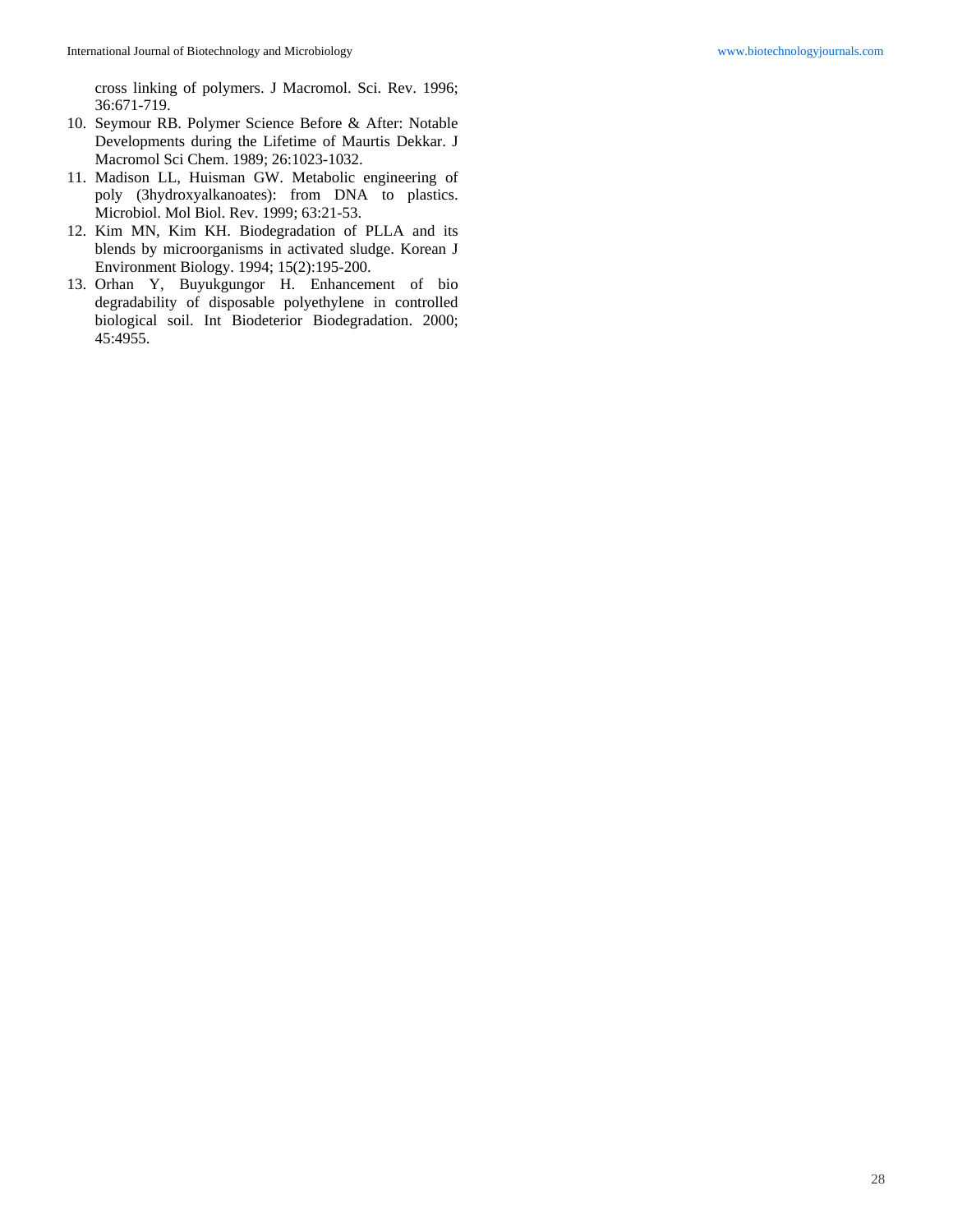cross linking of polymers. J Macromol. Sci. Rev. 1996; 36:671-719.

10. Seymour RB. Polymer Science Before & After: Notable Developments during the Lifetime of Maurtis Dekkar. J Macromol Sci Chem. 1989; 26:1023-1032.
11. Madison LL, Huisman GW. Metabolic engineering of poly (3hydroxyalkanoates): from DNA to plastics. Microbiol. Mol Biol. Rev. 1999; 63:21-53.
12. Kim MN, Kim KH. Biodegradation of PLLA and its blends by microorganisms in activated sludge. Korean J Environment Biology. 1994; 15(2):195-200.
13. Orhan Y, Buyukgungor H. Enhancement of bio degradability of disposable polyethylene in controlled biological soil. Int Biodeterior Biodegradation. 2000; 45:4955.